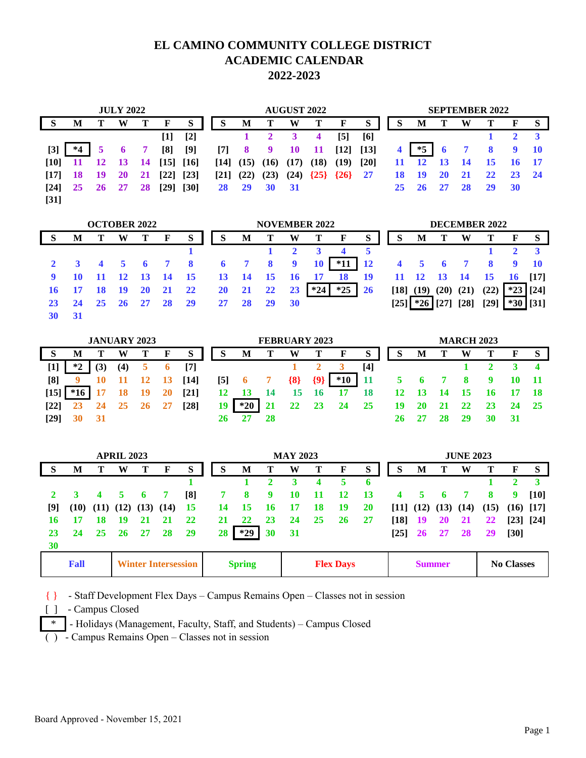# EL CAMINO COMMUNITY COLLEGE DISTRICT
# ACADEMIC CALENDAR
# 2022-2023

**JULY 2022**

| S | M | T | W | T | F | S |
|---|---|---|---|---|---|---|
| | | | | | [1] | [2] |
| [3] | *4 | 5 | 6 | 7 | [8] | [9] |
| [10] | 11 | 12 | 13 | 14 | [15] | [16] |
| [17] | 18 | 19 | 20 | 21 | [22] | [23] |
| [24] | 25 | 26 | 27 | 28 | [29] | [30] |
| [31] | | | | | | |

**AUGUST 2022**

| S | M | T | W | T | F | S |
|---|---|---|---|---|---|---|
| | 1 | 2 | 3 | 4 | [5] | [6] |
| [7] | 8 | 9 | 10 | 11 | [12] | [13] |
| [14] | (15) | (16) | (17) | (18) | (19) | [20] |
| [21] | (22) | (23) | (24) | {25} | {26} | 27 |
| 28 | 29 | 30 | 31 | | | |

**SEPTEMBER 2022**

| S | M | T | W | T | F | S |
|---|---|---|---|---|---|---|
| | | | | 1 | 2 | 3 |
| 4 | *5 | 6 | 7 | 8 | 9 | 10 |
| 11 | 12 | 13 | 14 | 15 | 16 | 17 |
| 18 | 19 | 20 | 21 | 22 | 23 | 24 |
| 25 | 26 | 27 | 28 | 29 | 30 | |

**OCTOBER 2022**

| S | M | T | W | T | F | S |
|---|---|---|---|---|---|---|
| | | | | | | 1 |
| 2 | 3 | 4 | 5 | 6 | 7 | 8 |
| 9 | 10 | 11 | 12 | 13 | 14 | 15 |
| 16 | 17 | 18 | 19 | 20 | 21 | 22 |
| 23 | 24 | 25 | 26 | 27 | 28 | 29 |
| 30 | 31 | | | | | |

**NOVEMBER 2022**

| S | M | T | W | T | F | S |
|---|---|---|---|---|---|---|
| | | 1 | 2 | 3 | 4 | 5 |
| 6 | 7 | 8 | 9 | 10 | *11 | 12 |
| 13 | 14 | 15 | 16 | 17 | 18 | 19 |
| 20 | 21 | 22 | 23 | *24 | *25 | 26 |
| 27 | 28 | 29 | 30 | | | |

**DECEMBER 2022**

| S | M | T | W | T | F | S |
|---|---|---|---|---|---|---|
| | | | | 1 | 2 | 3 |
| 4 | 5 | 6 | 7 | 8 | 9 | 10 |
| 11 | 12 | 13 | 14 | 15 | 16 | [17] |
| [18] | (19) | (20) | (21) | (22) | *23 | [24] |
| [25] | *26 | [27] | [28] | [29] | *30 | [31] |

**JANUARY 2023**

| S | M | T | W | T | F | S |
|---|---|---|---|---|---|---|
| [1] | *2 | (3) | (4) | 5 | 6 | [7] |
| [8] | 9 | 10 | 11 | 12 | 13 | [14] |
| [15] | *16 | 17 | 18 | 19 | 20 | [21] |
| [22] | 23 | 24 | 25 | 26 | 27 | [28] |
| [29] | 30 | 31 | | | | |

**FEBRUARY 2023**

| S | M | T | W | T | F | S |
|---|---|---|---|---|---|---|
| | | | 1 | 2 | 3 | [4] |
| [5] | 6 | 7 | {8} | {9} | *10 | 11 |
| 12 | 13 | 14 | 15 | 16 | 17 | 18 |
| 19 | *20 | 21 | 22 | 23 | 24 | 25 |
| 26 | 27 | 28 | | | | |

**MARCH 2023**

| S | M | T | W | T | F | S |
|---|---|---|---|---|---|---|
| | | | 1 | 2 | 3 | 4 |
| 5 | 6 | 7 | 8 | 9 | 10 | 11 |
| 12 | 13 | 14 | 15 | 16 | 17 | 18 |
| 19 | 20 | 21 | 22 | 23 | 24 | 25 |
| 26 | 27 | 28 | 29 | 30 | 31 | |

**APRIL 2023**

| S | M | T | W | T | F | S |
|---|---|---|---|---|---|---|
| | | | | | | 1 |
| 2 | 3 | 4 | 5 | 6 | 7 | [8] |
| [9] | (10) | (11) | (12) | (13) | (14) | 15 |
| 16 | 17 | 18 | 19 | 21 | 21 | 22 |
| 23 | 24 | 25 | 26 | 27 | 28 | 29 |
| 30 | | | | | | |

**MAY 2023**

| S | M | T | W | T | F | S |
|---|---|---|---|---|---|---|
| | 1 | 2 | 3 | 4 | 5 | 6 |
| 7 | 8 | 9 | 10 | 11 | 12 | 13 |
| 14 | 15 | 16 | 17 | 18 | 19 | 20 |
| 21 | 22 | 23 | 24 | 25 | 26 | 27 |
| 28 | *29 | 30 | 31 | | | |

**JUNE 2023**

| S | M | T | W | T | F | S |
|---|---|---|---|---|---|---|
| | | | | 1 | 2 | 3 |
| 4 | 5 | 6 | 7 | 8 | 9 | [10] |
| [11] | (12) | (13) | (14) | (15) | (16) | [17] |
| [18] | 19 | 20 | 21 | 22 | [23] | [24] |
| [25] | 26 | 27 | 28 | 29 | [30] | |

| Fall | Winter Intersession | Spring | Flex Days | Summer | No Classes |
|---|---|---|---|---|---|

{ } - Staff Development Flex Days – Campus Remains Open – Classes not in session

[ ] - Campus Closed

\* - Holidays (Management, Faculty, Staff, and Students) – Campus Closed

( ) - Campus Remains Open – Classes not in session

Board Approved - November 15, 2021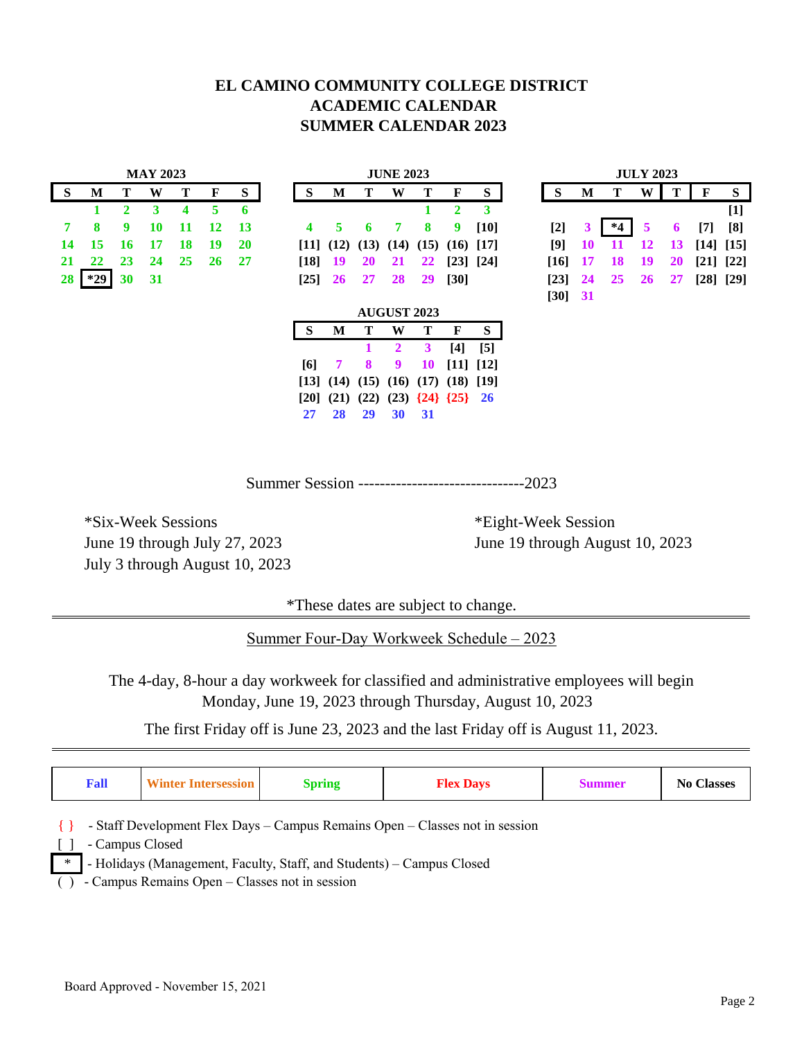# EL CAMINO COMMUNITY COLLEGE DISTRICT
# ACADEMIC CALENDAR
# SUMMER CALENDAR 2023

**MAY 2023**

| S | M | T | W | T | F | S |
|---|---|---|---|---|---|---|
| | 1 | 2 | 3 | 4 | 5 | 6 |
| 7 | 8 | 9 | 10 | 11 | 12 | 13 |
| 14 | 15 | 16 | 17 | 18 | 19 | 20 |
| 21 | 22 | 23 | 24 | 25 | 26 | 27 |
| 28 | *29 | 30 | 31 | | | |

**JUNE 2023**

| S | M | T | W | T | F | S |
|---|---|---|---|---|---|---|
| | | | | 1 | 2 | 3 |
| 4 | 5 | 6 | 7 | 8 | 9 | [10] |
| [11] | (12) | (13) | (14) | (15) | (16) | [17] |
| [18] | 19 | 20 | 21 | 22 | [23] | [24] |
| [25] | 26 | 27 | 28 | 29 | [30] | |

**JULY 2023**

| S | M | T | W | T | F | S |
|---|---|---|---|---|---|---|
| | | | | | | [1] |
| [2] | 3 | *4 | 5 | 6 | [7] | [8] |
| [9] | 10 | 11 | 12 | 13 | [14] | [15] |
| [16] | 17 | 18 | 19 | 20 | [21] | [22] |
| [23] | 24 | 25 | 26 | 27 | [28] | [29] |
| [30] | 31 | | | | | |

**AUGUST 2023**

| S | M | T | W | T | F | S |
|---|---|---|---|---|---|---|
| | | 1 | 2 | 3 | [4] | [5] |
| [6] | 7 | 8 | 9 | 10 | [11] | [12] |
| [13] | (14) | (15) | (16) | (17) | (18) | [19] |
| [20] | (21) | (22) | (23) | {24} | {25} | 26 |
| 27 | 28 | 29 | 30 | 31 | | |

Summer Session -------------------------------2023

*Six-Week Sessions
June 19 through July 27, 2023
July 3 through August 10, 2023

*Eight-Week Session
June 19 through August 10, 2023

*These dates are subject to change.

---

Summer Four-Day Workweek Schedule – 2023

The 4-day, 8-hour a day workweek for classified and administrative employees will begin Monday, June 19, 2023 through Thursday, August 10, 2023

The first Friday off is June 23, 2023 and the last Friday off is August 11, 2023.

---

| Fall | Winter Intersession | Spring | Flex Days | Summer | No Classes |
|---|---|---|---|---|---|

{ } - Staff Development Flex Days – Campus Remains Open – Classes not in session
[ ] - Campus Closed
\* - Holidays (Management, Faculty, Staff, and Students) – Campus Closed
( ) - Campus Remains Open – Classes not in session

Board Approved - November 15, 2021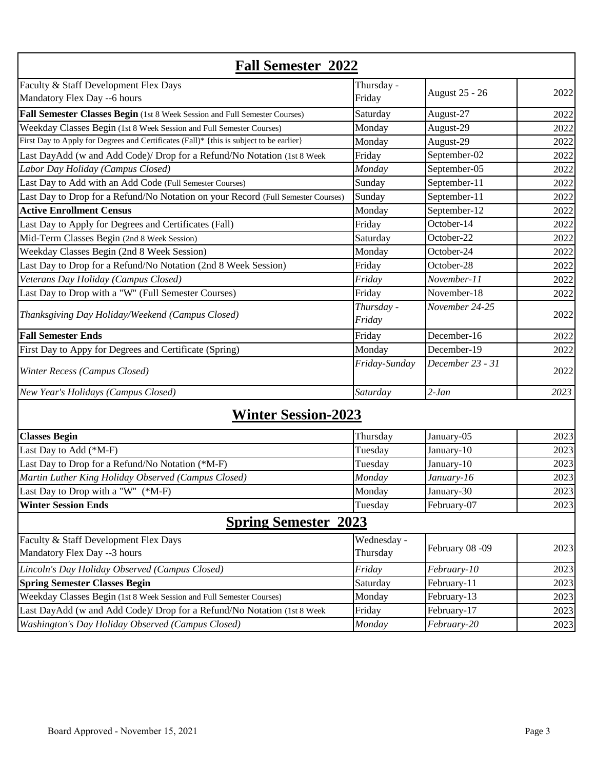## Fall Semester 2022

| Event | Day | Date | Year |
|---|---|---|---|
| Faculty & Staff Development Flex Days<br>Mandatory Flex Day --6 hours | Thursday - Friday | August 25 - 26 | 2022 |
| **Fall Semester Classes Begin** (1st 8 Week Session and Full Semester Courses) | Saturday | August-27 | 2022 |
| Weekday Classes Begin (1st 8 Week Session and Full Semester Courses) | Monday | August-29 | 2022 |
| First Day to Apply for Degrees and Certificates (Fall)* {this is subject to be earlier} | Monday | August-29 | 2022 |
| Last DayAdd (w and Add Code)/ Drop for a Refund/No Notation (1st 8 Week | Friday | September-02 | 2022 |
| *Labor Day Holiday (Campus Closed)* | *Monday* | September-05 | 2022 |
| Last Day to Add with an Add Code (Full Semester Courses) | Sunday | September-11 | 2022 |
| Last Day to Drop for a Refund/No Notation on your Record (Full Semester Courses) | Sunday | September-11 | 2022 |
| **Active Enrollment Census** | Monday | September-12 | 2022 |
| Last Day to Apply for Degrees and Certificates (Fall) | Friday | October-14 | 2022 |
| Mid-Term Classes Begin (2nd 8 Week Session) | Saturday | October-22 | 2022 |
| Weekday Classes Begin (2nd 8 Week Session) | Monday | October-24 | 2022 |
| Last Day to Drop for a Refund/No Notation (2nd 8 Week Session) | Friday | October-28 | 2022 |
| *Veterans Day Holiday (Campus Closed)* | *Friday* | *November-11* | 2022 |
| Last Day to Drop with a "W" (Full Semester Courses) | Friday | November-18 | 2022 |
| *Thanksgiving Day Holiday/Weekend (Campus Closed)* | *Thursday - Friday* | *November 24-25* | 2022 |
| **Fall Semester Ends** | Friday | December-16 | 2022 |
| First Day to Appy for Degrees and Certificate (Spring) | Monday | December-19 | 2022 |
| *Winter Recess (Campus Closed)* | *Friday-Sunday* | *December 23 - 31* | 2022 |
| *New Year's Holidays (Campus Closed)* | *Saturday* | *2-Jan* | *2023* |

## Winter Session-2023

| Event | Day | Date | Year |
|---|---|---|---|
| **Classes Begin** | Thursday | January-05 | 2023 |
| Last Day to Add (*M-F) | Tuesday | January-10 | 2023 |
| Last Day to Drop for a Refund/No Notation (*M-F) | Tuesday | January-10 | 2023 |
| *Martin Luther King Holiday Observed (Campus Closed)* | *Monday* | *January-16* | 2023 |
| Last Day to Drop with a "W" (*M-F) | Monday | January-30 | 2023 |
| **Winter Session Ends** | Tuesday | February-07 | 2023 |

## Spring Semester 2023

| Event | Day | Date | Year |
|---|---|---|---|
| Faculty & Staff Development Flex Days<br>Mandatory Flex Day --3 hours | Wednesday - Thursday | February 08 -09 | 2023 |
| *Lincoln's Day Holiday Observed (Campus Closed)* | *Friday* | *February-10* | 2023 |
| **Spring Semester Classes Begin** | Saturday | February-11 | 2023 |
| Weekday Classes Begin (1st 8 Week Session and Full Semester Courses) | Monday | February-13 | 2023 |
| Last DayAdd (w and Add Code)/ Drop for a Refund/No Notation (1st 8 Week | Friday | February-17 | 2023 |
| *Washington's Day Holiday Observed (Campus Closed)* | *Monday* | *February-20* | 2023 |

Board Approved - November 15, 2021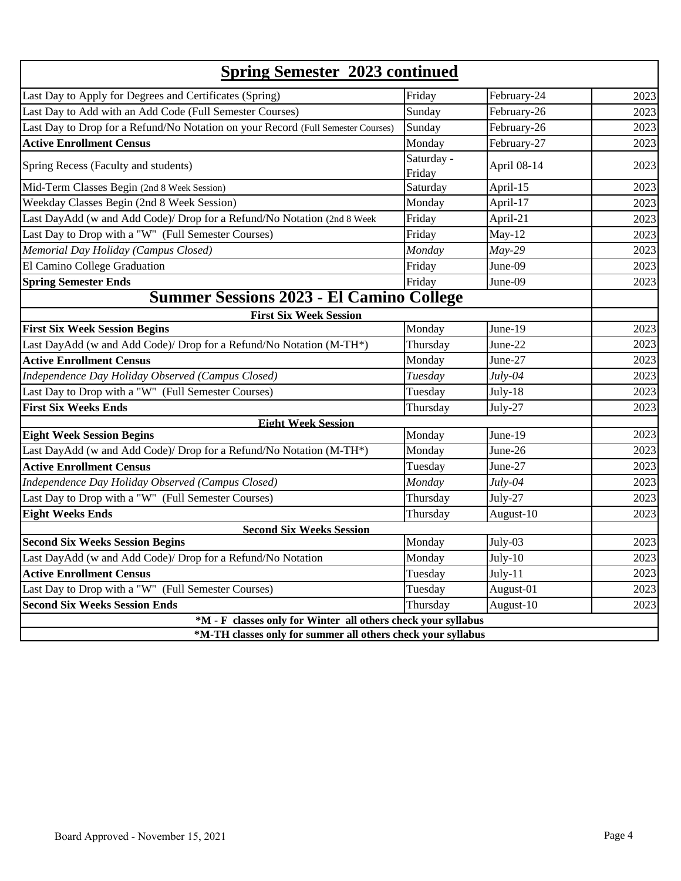## Spring Semester 2023 continued

| Event | Day | Date | Year |
|---|---|---|---|
| Last Day to Apply for Degrees and Certificates (Spring) | Friday | February-24 | 2023 |
| Last Day to Add with an Add Code (Full Semester Courses) | Sunday | February-26 | 2023 |
| Last Day to Drop for a Refund/No Notation on your Record (Full Semester Courses) | Sunday | February-26 | 2023 |
| **Active Enrollment Census** | Monday | February-27 | 2023 |
| Spring Recess (Faculty and students) | Saturday - Friday | April 08-14 | 2023 |
| Mid-Term Classes Begin (2nd 8 Week Session) | Saturday | April-15 | 2023 |
| Weekday Classes Begin (2nd 8 Week Session) | Monday | April-17 | 2023 |
| Last DayAdd (w and Add Code)/ Drop for a Refund/No Notation (2nd 8 Week | Friday | April-21 | 2023 |
| Last Day to Drop with a "W" (Full Semester Courses) | Friday | May-12 | 2023 |
| *Memorial Day Holiday (Campus Closed)* | *Monday* | *May-29* | 2023 |
| El Camino College Graduation | Friday | June-09 | 2023 |
| **Spring Semester Ends** | Friday | June-09 | 2023 |

## Summer Sessions 2023 - El Camino College

| Event | Day | Date | Year |
|---|---|---|---|
| **First Six Week Session** | | | |
| **First Six Week Session Begins** | Monday | June-19 | 2023 |
| Last DayAdd (w and Add Code)/ Drop for a Refund/No Notation (M-TH*) | Thursday | June-22 | 2023 |
| **Active Enrollment Census** | Monday | June-27 | 2023 |
| *Independence Day Holiday Observed (Campus Closed)* | *Tuesday* | *July-04* | 2023 |
| Last Day to Drop with a "W" (Full Semester Courses) | Tuesday | July-18 | 2023 |
| **First Six Weeks Ends** | Thursday | July-27 | 2023 |
| **Eight Week Session** | | | |
| **Eight Week Session Begins** | Monday | June-19 | 2023 |
| Last DayAdd (w and Add Code)/ Drop for a Refund/No Notation (M-TH*) | Monday | June-26 | 2023 |
| **Active Enrollment Census** | Tuesday | June-27 | 2023 |
| *Independence Day Holiday Observed (Campus Closed)* | *Monday* | *July-04* | 2023 |
| Last Day to Drop with a "W" (Full Semester Courses) | Thursday | July-27 | 2023 |
| **Eight Weeks Ends** | Thursday | August-10 | 2023 |
| **Second Six Weeks Session** | | | |
| **Second Six Weeks Session Begins** | Monday | July-03 | 2023 |
| Last DayAdd (w and Add Code)/ Drop for a Refund/No Notation | Monday | July-10 | 2023 |
| **Active Enrollment Census** | Tuesday | July-11 | 2023 |
| Last Day to Drop with a "W" (Full Semester Courses) | Tuesday | August-01 | 2023 |
| **Second Six Weeks Session Ends** | Thursday | August-10 | 2023 |

***M - F classes only for Winter all others check your syllabus**

***M-TH classes only for summer all others check your syllabus**

Board Approved - November 15, 2021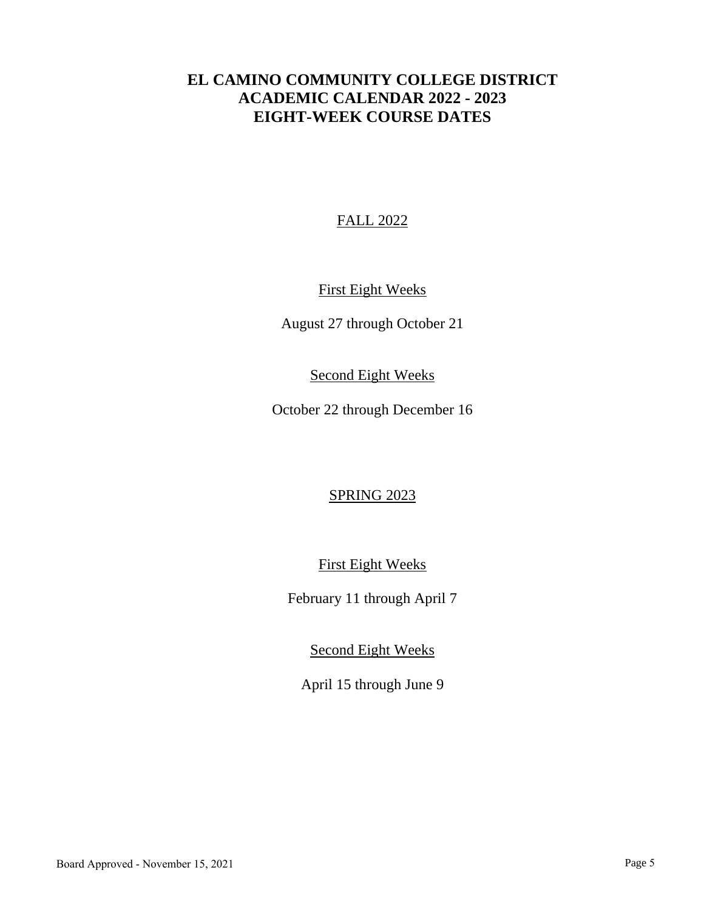# EL CAMINO COMMUNITY COLLEGE DISTRICT
# ACADEMIC CALENDAR 2022 - 2023
# EIGHT-WEEK COURSE DATES

## FALL 2022

### First Eight Weeks

August 27 through October 21

### Second Eight Weeks

October 22 through December 16

## SPRING 2023

### First Eight Weeks

February 11 through April 7

### Second Eight Weeks

April 15 through June 9

Board Approved - November 15, 2021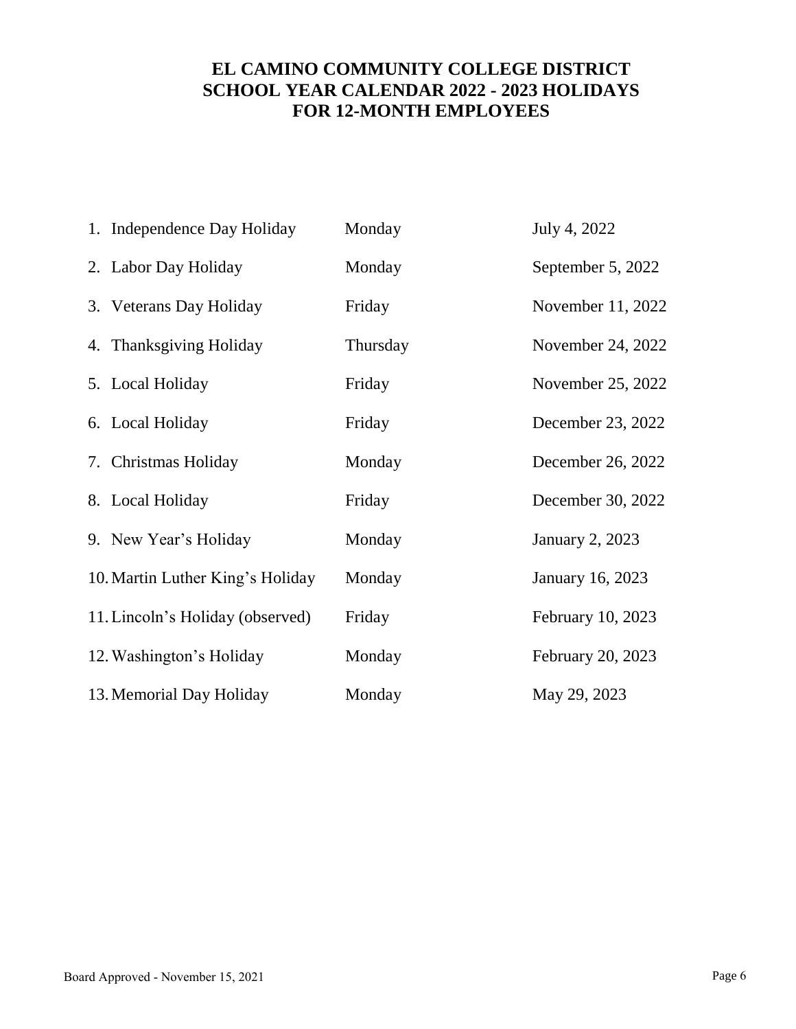# EL CAMINO COMMUNITY COLLEGE DISTRICT
# SCHOOL YEAR CALENDAR 2022 - 2023 HOLIDAYS
# FOR 12-MONTH EMPLOYEES

| | | |
|---|---|---|
| 1. Independence Day Holiday | Monday | July 4, 2022 |
| 2. Labor Day Holiday | Monday | September 5, 2022 |
| 3. Veterans Day Holiday | Friday | November 11, 2022 |
| 4. Thanksgiving Holiday | Thursday | November 24, 2022 |
| 5. Local Holiday | Friday | November 25, 2022 |
| 6. Local Holiday | Friday | December 23, 2022 |
| 7. Christmas Holiday | Monday | December 26, 2022 |
| 8. Local Holiday | Friday | December 30, 2022 |
| 9. New Year's Holiday | Monday | January 2, 2023 |
| 10. Martin Luther King's Holiday | Monday | January 16, 2023 |
| 11. Lincoln's Holiday (observed) | Friday | February 10, 2023 |
| 12. Washington's Holiday | Monday | February 20, 2023 |
| 13. Memorial Day Holiday | Monday | May 29, 2023 |

Board Approved - November 15, 2021